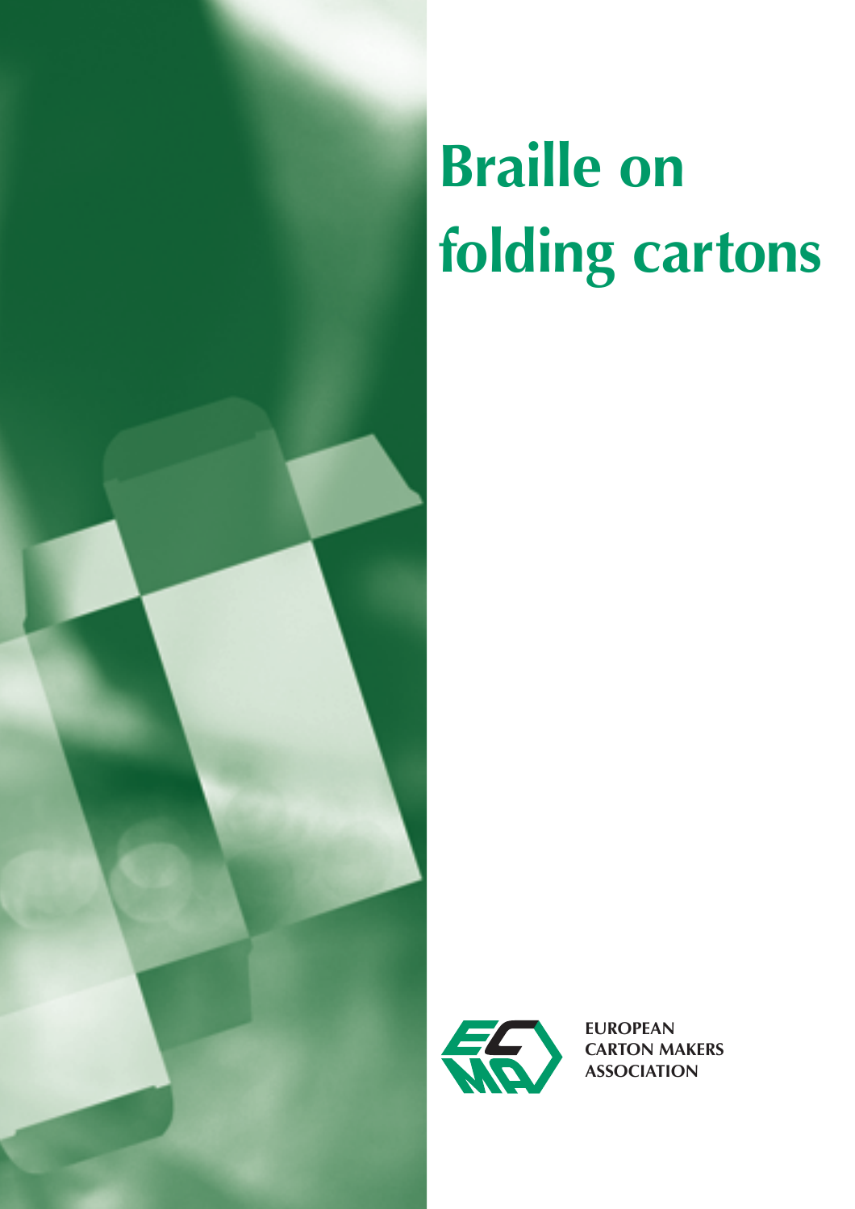# Braille on folding cartons

EUROPEAN
CARTON MAKERS
ASSOCIATION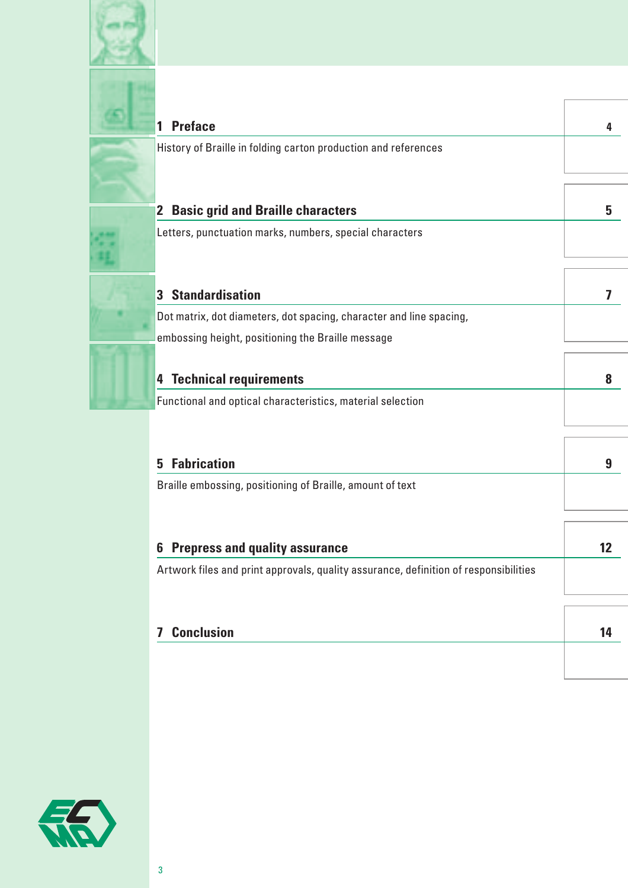| | |
|---|---|
| **1 Preface** | **4** |
| History of Braille in folding carton production and references | |
| **2 Basic grid and Braille characters** | **5** |
| Letters, punctuation marks, numbers, special characters | |
| **3 Standardisation** | **7** |
| Dot matrix, dot diameters, dot spacing, character and line spacing, embossing height, positioning the Braille message | |
| **4 Technical requirements** | **8** |
| Functional and optical characteristics, material selection | |
| **5 Fabrication** | **9** |
| Braille embossing, positioning of Braille, amount of text | |
| **6 Prepress and quality assurance** | **12** |
| Artwork files and print approvals, quality assurance, definition of responsibilities | |
| **7 Conclusion** | **14** |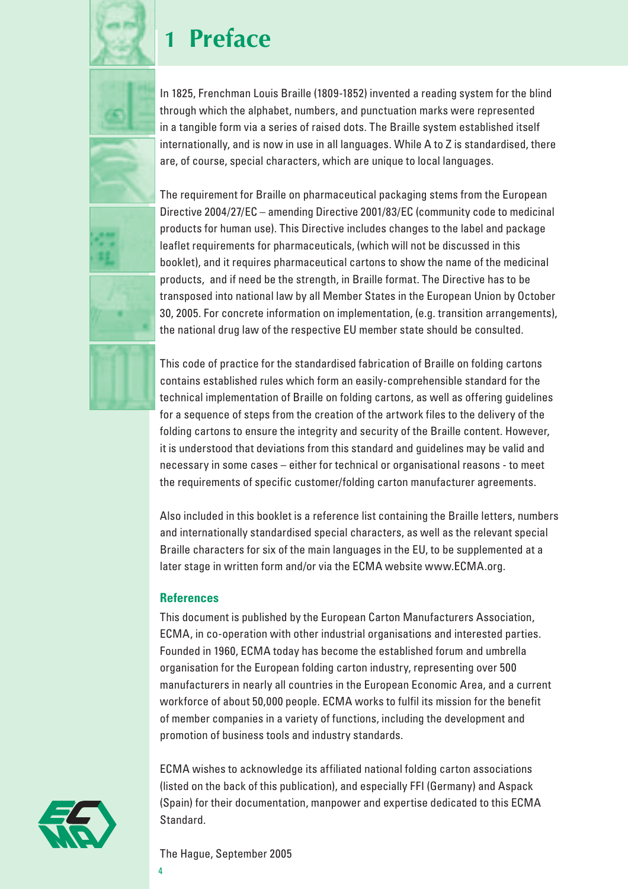# 1 Preface

In 1825, Frenchman Louis Braille (1809-1852) invented a reading system for the blind through which the alphabet, numbers, and punctuation marks were represented in a tangible form via a series of raised dots. The Braille system established itself internationally, and is now in use in all languages. While A to Z is standardised, there are, of course, special characters, which are unique to local languages.

The requirement for Braille on pharmaceutical packaging stems from the European Directive 2004/27/EC – amending Directive 2001/83/EC (community code to medicinal products for human use). This Directive includes changes to the label and package leaflet requirements for pharmaceuticals, (which will not be discussed in this booklet), and it requires pharmaceutical cartons to show the name of the medicinal products, and if need be the strength, in Braille format. The Directive has to be transposed into national law by all Member States in the European Union by October 30, 2005. For concrete information on implementation, (e.g. transition arrangements), the national drug law of the respective EU member state should be consulted.

This code of practice for the standardised fabrication of Braille on folding cartons contains established rules which form an easily-comprehensible standard for the technical implementation of Braille on folding cartons, as well as offering guidelines for a sequence of steps from the creation of the artwork files to the delivery of the folding cartons to ensure the integrity and security of the Braille content. However, it is understood that deviations from this standard and guidelines may be valid and necessary in some cases – either for technical or organisational reasons - to meet the requirements of specific customer/folding carton manufacturer agreements.

Also included in this booklet is a reference list containing the Braille letters, numbers and internationally standardised special characters, as well as the relevant special Braille characters for six of the main languages in the EU, to be supplemented at a later stage in written form and/or via the ECMA website www.ECMA.org.

### References

This document is published by the European Carton Manufacturers Association, ECMA, in co-operation with other industrial organisations and interested parties. Founded in 1960, ECMA today has become the established forum and umbrella organisation for the European folding carton industry, representing over 500 manufacturers in nearly all countries in the European Economic Area, and a current workforce of about 50,000 people. ECMA works to fulfil its mission for the benefit of member companies in a variety of functions, including the development and promotion of business tools and industry standards.

ECMA wishes to acknowledge its affiliated national folding carton associations (listed on the back of this publication), and especially FFI (Germany) and Aspack (Spain) for their documentation, manpower and expertise dedicated to this ECMA Standard.

The Hague, September 2005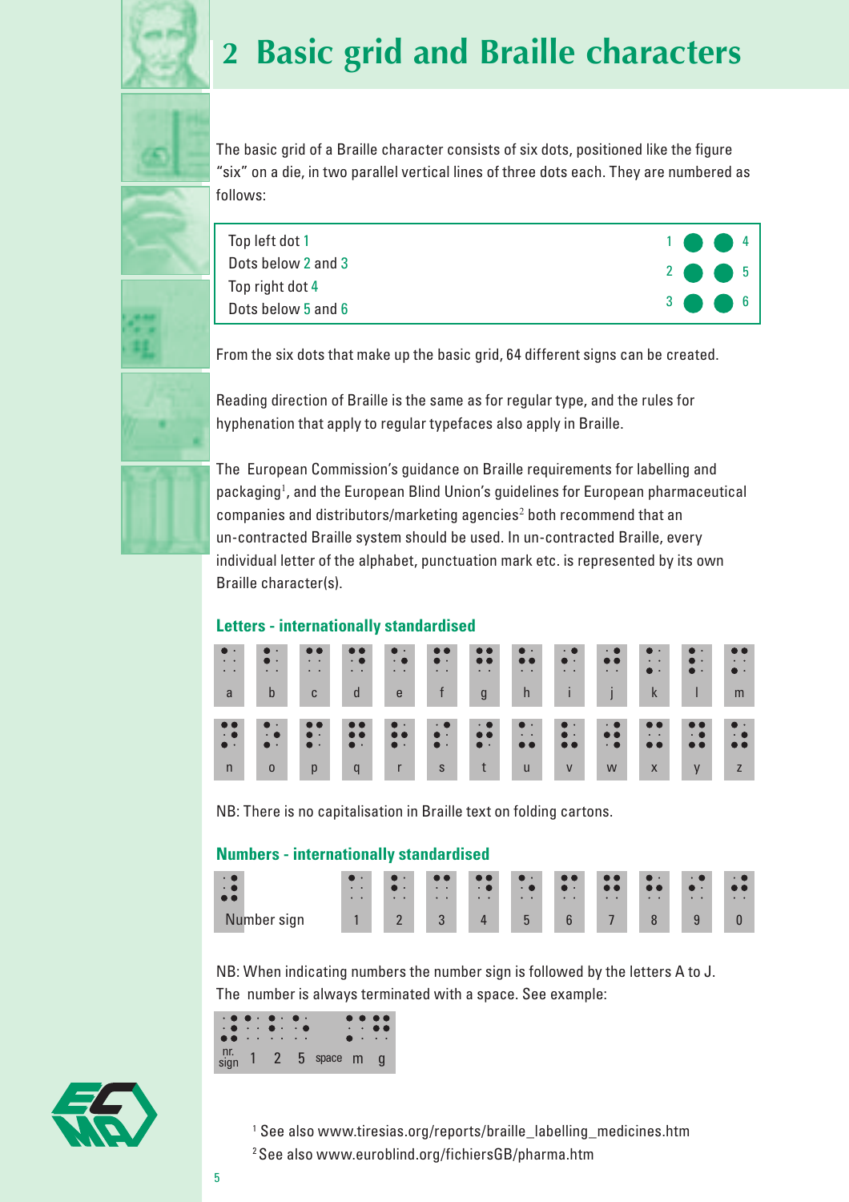# 2 Basic grid and Braille characters

The basic grid of a Braille character consists of six dots, positioned like the figure "six" on a die, in two parallel vertical lines of three dots each. They are numbered as follows:

| | |
|---|---|
| Top left dot 1<br>Dots below 2 and 3<br>Top right dot 4<br>Dots below 5 and 6 | 1 ● ● 4<br>2 ● ● 5<br>3 ● ● 6 |

From the six dots that make up the basic grid, 64 different signs can be created.

Reading direction of Braille is the same as for regular type, and the rules for hyphenation that apply to regular typefaces also apply in Braille.

The European Commission's guidance on Braille requirements for labelling and packaging[1], and the European Blind Union's guidelines for European pharmaceutical companies and distributors/marketing agencies[2] both recommend that an un-contracted Braille system should be used. In un-contracted Braille, every individual letter of the alphabet, punctuation mark etc. is represented by its own Braille character(s).

### Letters - internationally standardised

| a | b | c | d | e | f | g | h | i | j | k | l | m |
|---|---|---|---|---|---|---|---|---|---|---|---|---|
| ⠁ | ⠃ | ⠉ | ⠙ | ⠑ | ⠋ | ⠛ | ⠓ | ⠊ | ⠚ | ⠅ | ⠇ | ⠍ |

| n | o | p | q | r | s | t | u | v | w | x | y | z |
|---|---|---|---|---|---|---|---|---|---|---|---|---|
| ⠝ | ⠕ | ⠏ | ⠟ | ⠗ | ⠎ | ⠞ | ⠥ | ⠧ | ⠺ | ⠭ | ⠽ | ⠵ |

NB: There is no capitalisation in Braille text on folding cartons.

### Numbers - internationally standardised

| Number sign | 1 | 2 | 3 | 4 | 5 | 6 | 7 | 8 | 9 | 0 |
|---|---|---|---|---|---|---|---|---|---|---|
| ⠼ | ⠁ | ⠃ | ⠉ | ⠙ | ⠑ | ⠋ | ⠛ | ⠓ | ⠊ | ⠚ |

NB: When indicating numbers the number sign is followed by the letters A to J. The number is always terminated with a space. See example:

| nr. sign | 1 | 2 | 5 | space | m | g |
|---|---|---|---|---|---|---|
| ⠼ | ⠁ | ⠃ | ⠑ | | ⠍ | ⠛ |

[1] See also www.tiresias.org/reports/braille_labelling_medicines.htm

[2] See also www.euroblind.org/fichiersGB/pharma.htm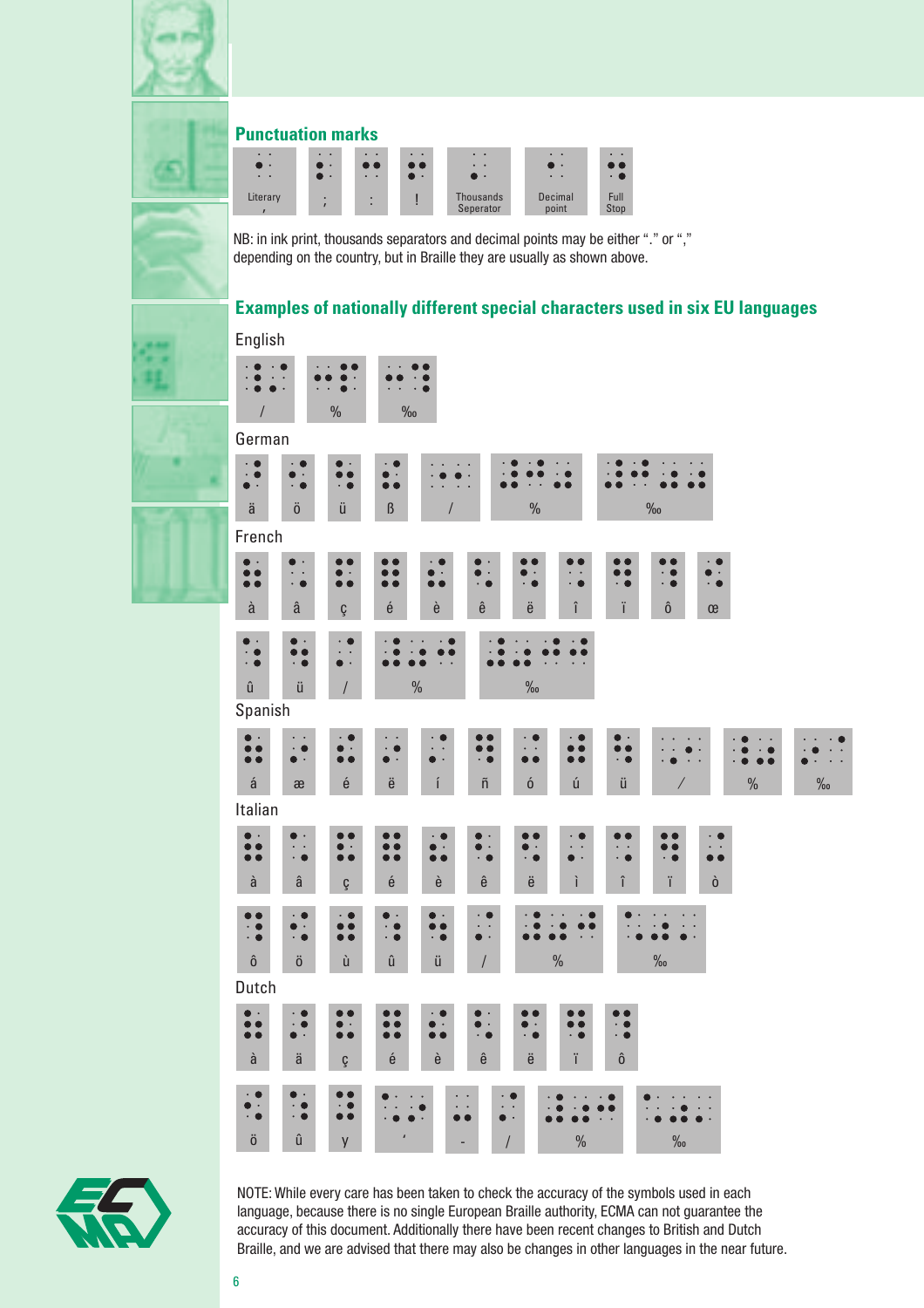## Punctuation marks

Literary , | ; | : | ! | Thousands Seperator | Decimal point | Full Stop

NB: in ink print, thousands separators and decimal points may be either "." or "," depending on the country, but in Braille they are usually as shown above.

## Examples of nationally different special characters used in six EU languages

English

/ | % | ‰

German

ä | ö | ü | ß | / | % | ‰

French

à | â | ç | é | è | ê | ë | î | ï | ô | œ

û | ü | / | % | ‰

Spanish

á | æ | é | ë | í | ñ | ó | ú | ü | / | % | ‰

Italian

à | â | ç | é | è | ê | ë | ì | î | ï | ò

ô | ö | ù | û | ü | / | % | ‰

Dutch

à | ä | ç | é | è | ê | ë | ï | ô

ö | û | y | ' | - | / | % | ‰

NOTE: While every care has been taken to check the accuracy of the symbols used in each language, because there is no single European Braille authority, ECMA can not guarantee the accuracy of this document. Additionally there have been recent changes to British and Dutch Braille, and we are advised that there may also be changes in other languages in the near future.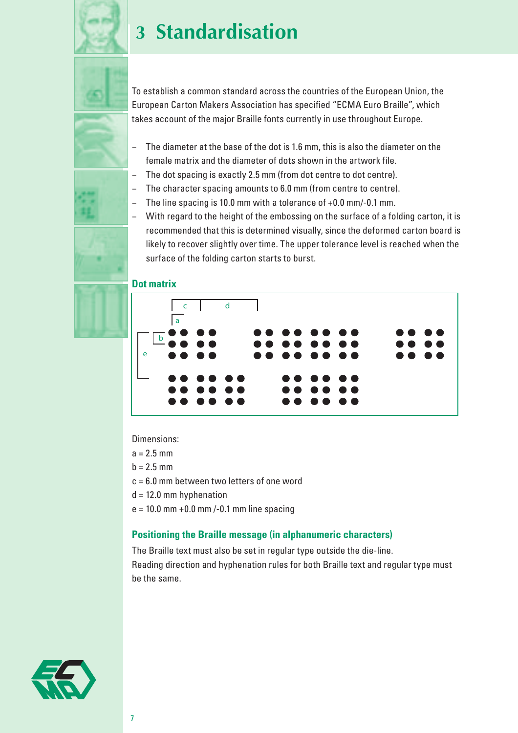# 3 Standardisation

To establish a common standard across the countries of the European Union, the European Carton Makers Association has specified "ECMA Euro Braille", which takes account of the major Braille fonts currently in use throughout Europe.

- The diameter at the base of the dot is 1.6 mm, this is also the diameter on the female matrix and the diameter of dots shown in the artwork file.
- The dot spacing is exactly 2.5 mm (from dot centre to dot centre).
- The character spacing amounts to 6.0 mm (from centre to centre).
- The line spacing is 10.0 mm with a tolerance of +0.0 mm/-0.1 mm.
- With regard to the height of the embossing on the surface of a folding carton, it is recommended that this is determined visually, since the deformed carton board is likely to recover slightly over time. The upper tolerance level is reached when the surface of the folding carton starts to burst.

## Dot matrix

Dimensions:

a = 2.5 mm
b = 2.5 mm
c = 6.0 mm between two letters of one word
d = 12.0 mm hyphenation
e = 10.0 mm +0.0 mm /-0.1 mm line spacing

## Positioning the Braille message (in alphanumeric characters)

The Braille text must also be set in regular type outside the die-line.
Reading direction and hyphenation rules for both Braille text and regular type must be the same.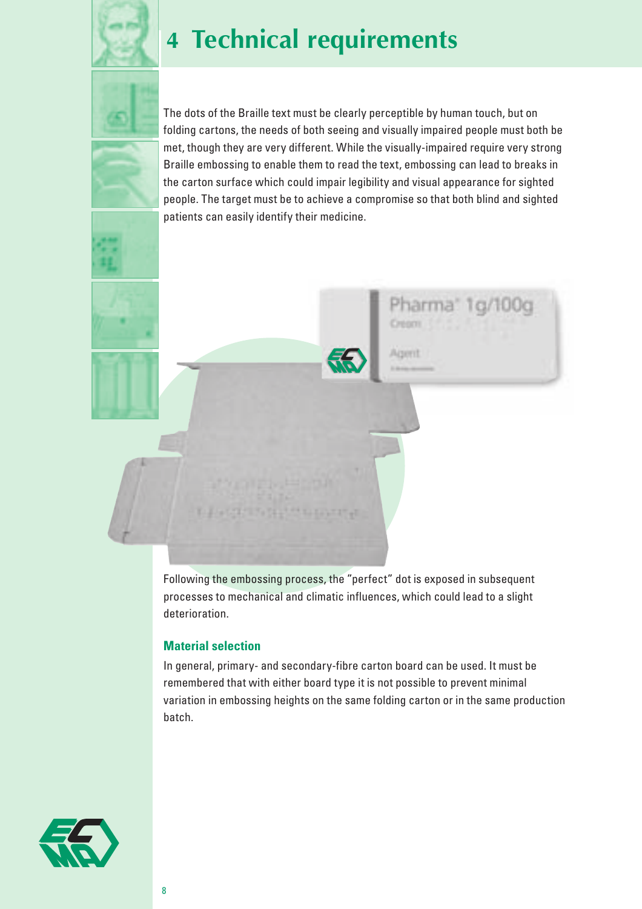# 4 Technical requirements

The dots of the Braille text must be clearly perceptible by human touch, but on folding cartons, the needs of both seeing and visually impaired people must both be met, though they are very different. While the visually-impaired require very strong Braille embossing to enable them to read the text, embossing can lead to breaks in the carton surface which could impair legibility and visual appearance for sighted people. The target must be to achieve a compromise so that both blind and sighted patients can easily identify their medicine.

Following the embossing process, the "perfect" dot is exposed in subsequent processes to mechanical and climatic influences, which could lead to a slight deterioration.

### Material selection

In general, primary- and secondary-fibre carton board can be used. It must be remembered that with either board type it is not possible to prevent minimal variation in embossing heights on the same folding carton or in the same production batch.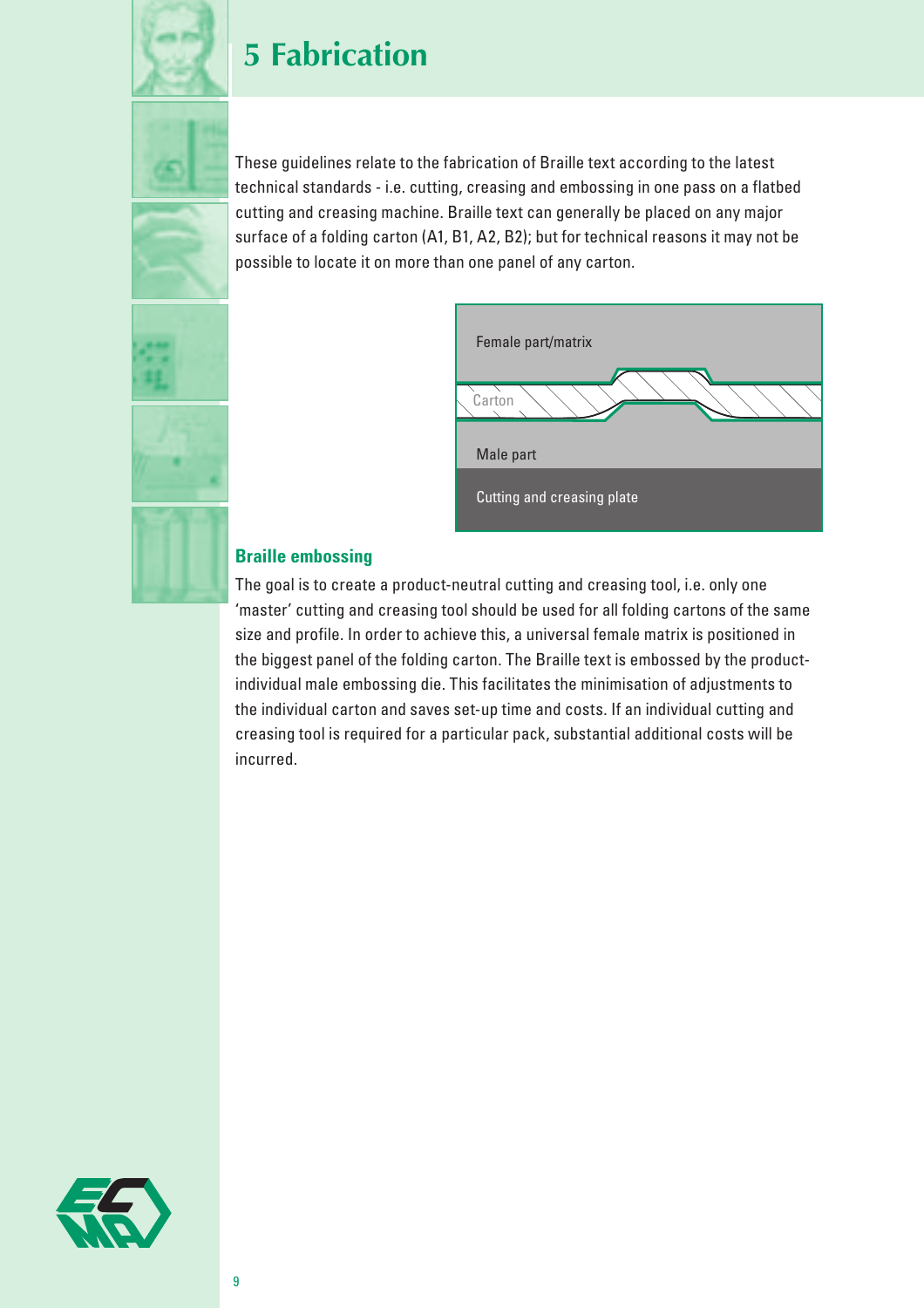# 5 Fabrication

These guidelines relate to the fabrication of Braille text according to the latest technical standards - i.e. cutting, creasing and embossing in one pass on a flatbed cutting and creasing machine. Braille text can generally be placed on any major surface of a folding carton (A1, B1, A2, B2); but for technical reasons it may not be possible to locate it on more than one panel of any carton.

Female part/matrix

Carton

Male part

Cutting and creasing plate

## Braille embossing

The goal is to create a product-neutral cutting and creasing tool, i.e. only one 'master' cutting and creasing tool should be used for all folding cartons of the same size and profile. In order to achieve this, a universal female matrix is positioned in the biggest panel of the folding carton. The Braille text is embossed by the product-individual male embossing die. This facilitates the minimisation of adjustments to the individual carton and saves set-up time and costs. If an individual cutting and creasing tool is required for a particular pack, substantial additional costs will be incurred.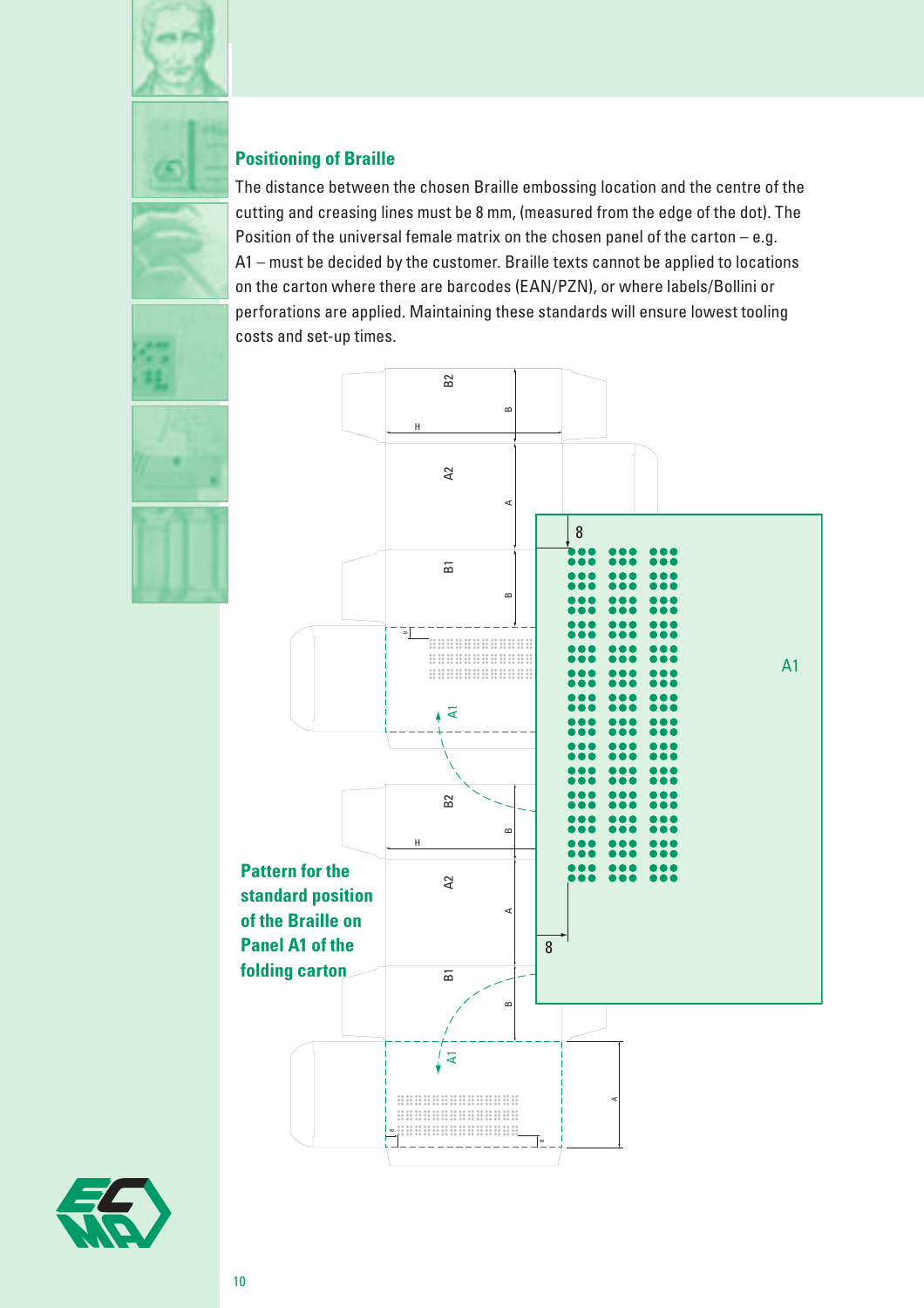## Positioning of Braille

The distance between the chosen Braille embossing location and the centre of the cutting and creasing lines must be 8 mm, (measured from the edge of the dot). The Position of the universal female matrix on the chosen panel of the carton – e.g. A1 – must be decided by the customer. Braille texts cannot be applied to locations on the carton where there are barcodes (EAN/PZN), or where labels/Bollini or perforations are applied. Maintaining these standards will ensure lowest tooling costs and set-up times.

**Pattern for the standard position of the Braille on Panel A1 of the folding carton**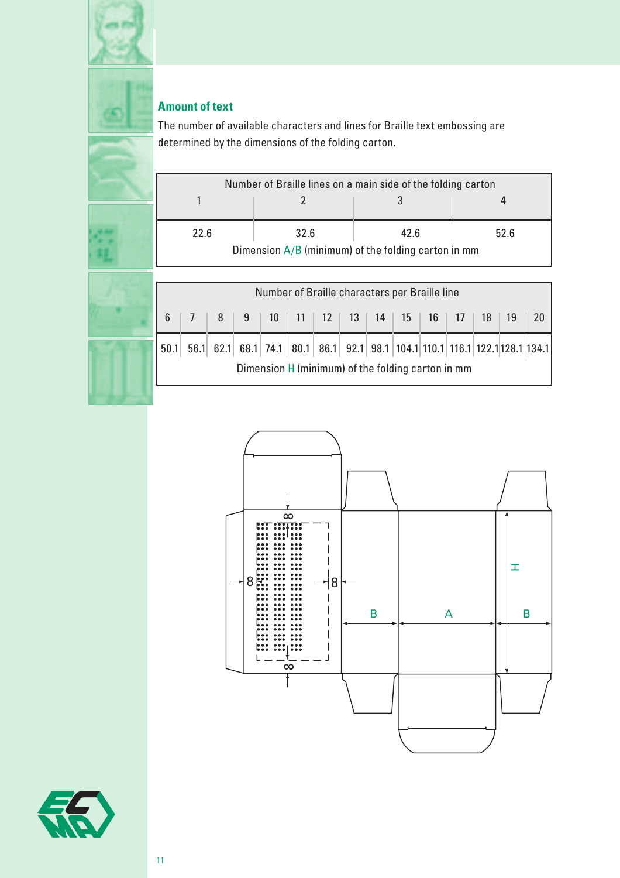## Amount of text

The number of available characters and lines for Braille text embossing are determined by the dimensions of the folding carton.

| Number of Braille lines on a main side of the folding carton | | | |
|---|---|---|---|
| 1 | 2 | 3 | 4 |
| 22.6 | 32.6 | 42.6 | 52.6 |
| Dimension A/B (minimum) of the folding carton in mm | | | |

| Number of Braille characters per Braille line | | | | | | | | | | | | | | |
|---|---|---|---|---|---|---|---|---|---|---|---|---|---|---|
| 6 | 7 | 8 | 9 | 10 | 11 | 12 | 13 | 14 | 15 | 16 | 17 | 18 | 19 | 20 |
| 50.1 | 56.1 | 62.1 | 68.1 | 74.1 | 80.1 | 86.1 | 92.1 | 98.1 | 104.1 | 110.1 | 116.1 | 122.1 | 128.1 | 134.1 |
| Dimension H (minimum) of the folding carton in mm | | | | | | | | | | | | | | |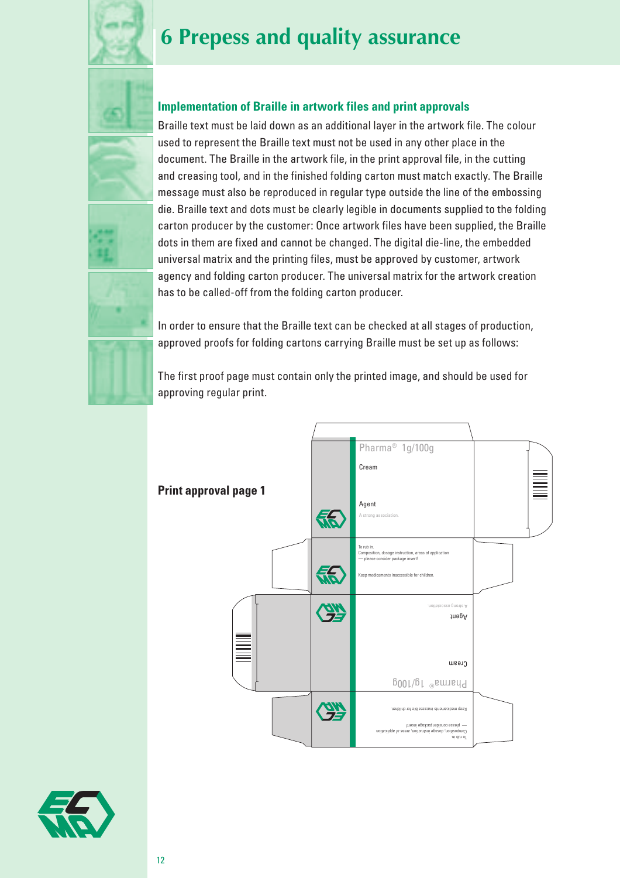# 6 Prepess and quality assurance

### Implementation of Braille in artwork files and print approvals

Braille text must be laid down as an additional layer in the artwork file. The colour used to represent the Braille text must not be used in any other place in the document. The Braille in the artwork file, in the print approval file, in the cutting and creasing tool, and in the finished folding carton must match exactly. The Braille message must also be reproduced in regular type outside the line of the embossing die. Braille text and dots must be clearly legible in documents supplied to the folding carton producer by the customer: Once artwork files have been supplied, the Braille dots in them are fixed and cannot be changed. The digital die-line, the embedded universal matrix and the printing files, must be approved by customer, artwork agency and folding carton producer. The universal matrix for the artwork creation has to be called-off from the folding carton producer.

In order to ensure that the Braille text can be checked at all stages of production, approved proofs for folding cartons carrying Braille must be set up as follows:

The first proof page must contain only the printed image, and should be used for approving regular print.

**Print approval page 1**

Pharma® 1g/100g

Cream

Agent

A strong association.

To rub in.
Composition, dosage instruction, areas of application
— please consider package insert!

Keep medicaments inaccessible for children.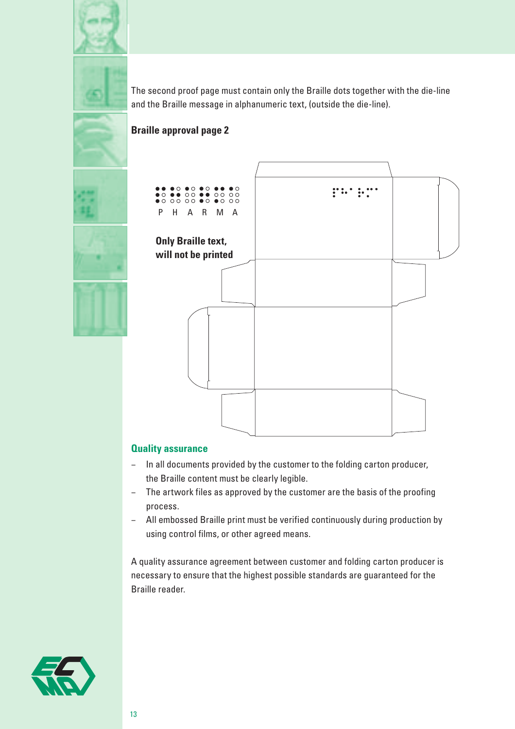The second proof page must contain only the Braille dots together with the die-line and the Braille message in alphanumeric text, (outside the die-line).

**Braille approval page 2**

P H A R M A

**Only Braille text, will not be printed**

## Quality assurance

- In all documents provided by the customer to the folding carton producer, the Braille content must be clearly legible.
- The artwork files as approved by the customer are the basis of the proofing process.
- All embossed Braille print must be verified continuously during production by using control films, or other agreed means.

A quality assurance agreement between customer and folding carton producer is necessary to ensure that the highest possible standards are guaranteed for the Braille reader.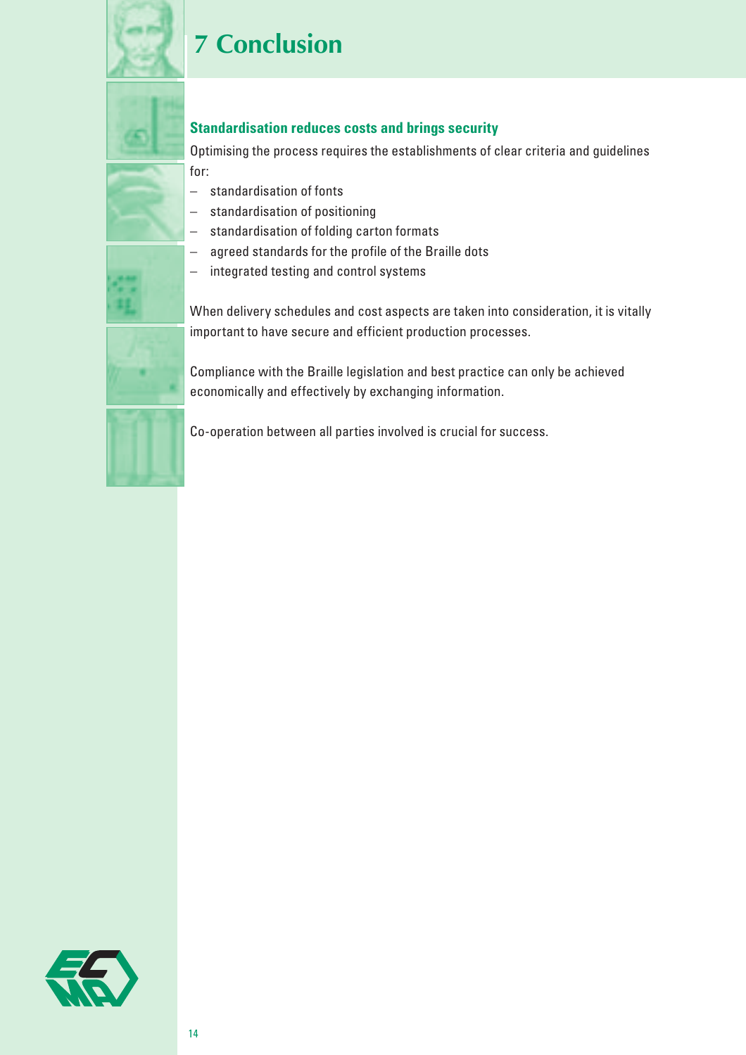# 7 Conclusion

### Standardisation reduces costs and brings security

Optimising the process requires the establishments of clear criteria and guidelines for:

- standardisation of fonts
- standardisation of positioning
- standardisation of folding carton formats
- agreed standards for the profile of the Braille dots
- integrated testing and control systems

When delivery schedules and cost aspects are taken into consideration, it is vitally important to have secure and efficient production processes.

Compliance with the Braille legislation and best practice can only be achieved economically and effectively by exchanging information.

Co-operation between all parties involved is crucial for success.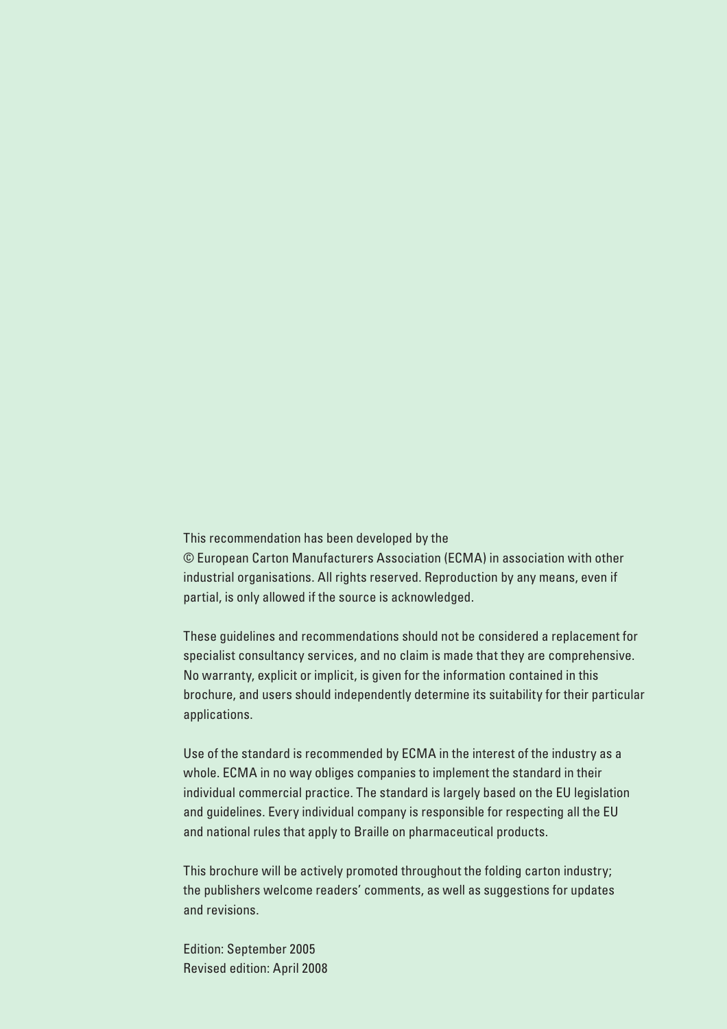This recommendation has been developed by the © European Carton Manufacturers Association (ECMA) in association with other industrial organisations. All rights reserved. Reproduction by any means, even if partial, is only allowed if the source is acknowledged.

These guidelines and recommendations should not be considered a replacement for specialist consultancy services, and no claim is made that they are comprehensive. No warranty, explicit or implicit, is given for the information contained in this brochure, and users should independently determine its suitability for their particular applications.

Use of the standard is recommended by ECMA in the interest of the industry as a whole. ECMA in no way obliges companies to implement the standard in their individual commercial practice. The standard is largely based on the EU legislation and guidelines. Every individual company is responsible for respecting all the EU and national rules that apply to Braille on pharmaceutical products.

This brochure will be actively promoted throughout the folding carton industry; the publishers welcome readers' comments, as well as suggestions for updates and revisions.

Edition: September 2005
Revised edition: April 2008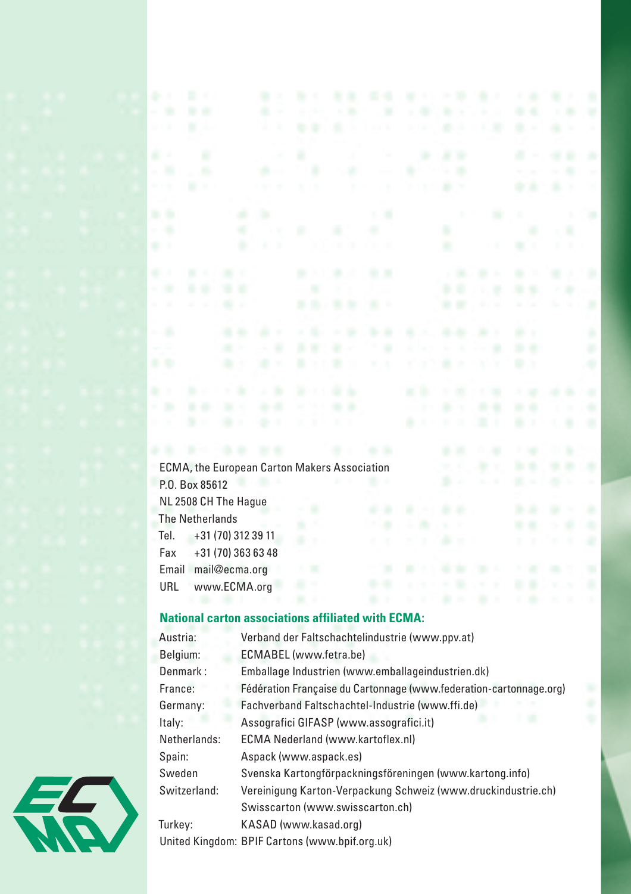ECMA, the European Carton Makers Association
P.O. Box 85612
NL 2508 CH The Hague
The Netherlands
Tel. +31 (70) 312 39 11
Fax +31 (70) 363 63 48
Email mail@ecma.org
URL www.ECMA.org

**National carton associations affiliated with ECMA:**

| | |
|---|---|
| Austria: | Verband der Faltschachtelindustrie (www.ppv.at) |
| Belgium: | ECMABEL (www.fetra.be) |
| Denmark : | Emballage Industrien (www.emballageindustrien.dk) |
| France: | Fédération Française du Cartonnage (www.federation-cartonnage.org) |
| Germany: | Fachverband Faltschachtel-Industrie (www.ffi.de) |
| Italy: | Assografici GIFASP (www.assografici.it) |
| Netherlands: | ECMA Nederland (www.kartoflex.nl) |
| Spain: | Aspack (www.aspack.es) |
| Sweden | Svenska Kartongförpackningsföreningen (www.kartong.info) |
| Switzerland: | Vereinigung Karton-Verpackung Schweiz (www.druckindustrie.ch) |
| | Swisscarton (www.swisscarton.ch) |
| Turkey: | KASAD (www.kasad.org) |
| United Kingdom: | BPIF Cartons (www.bpif.org.uk) |